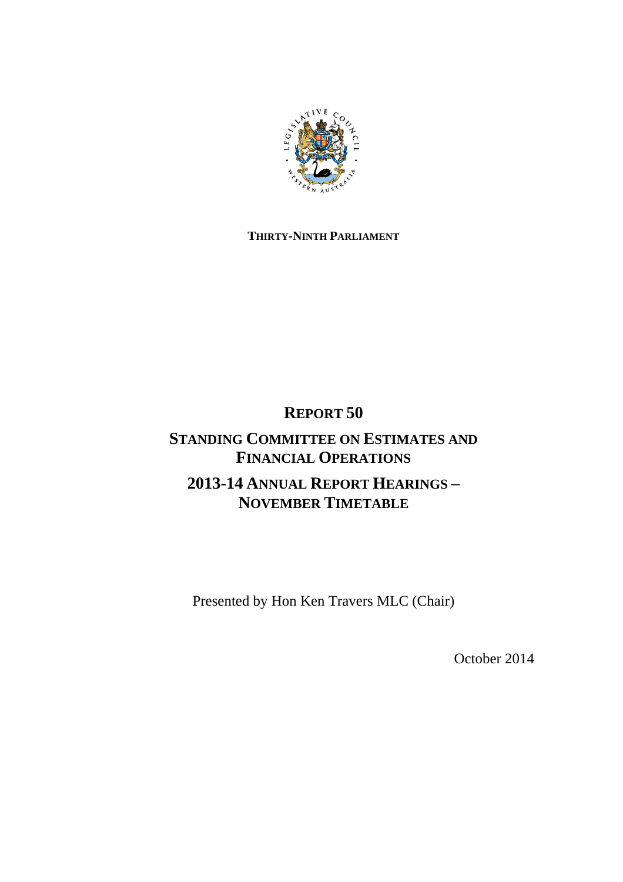**THIRTY-NINTH PARLIAMENT**

# REPORT 50

## STANDING COMMITTEE ON ESTIMATES AND FINANCIAL OPERATIONS

## 2013-14 ANNUAL REPORT HEARINGS – NOVEMBER TIMETABLE

Presented by Hon Ken Travers MLC (Chair)

October 2014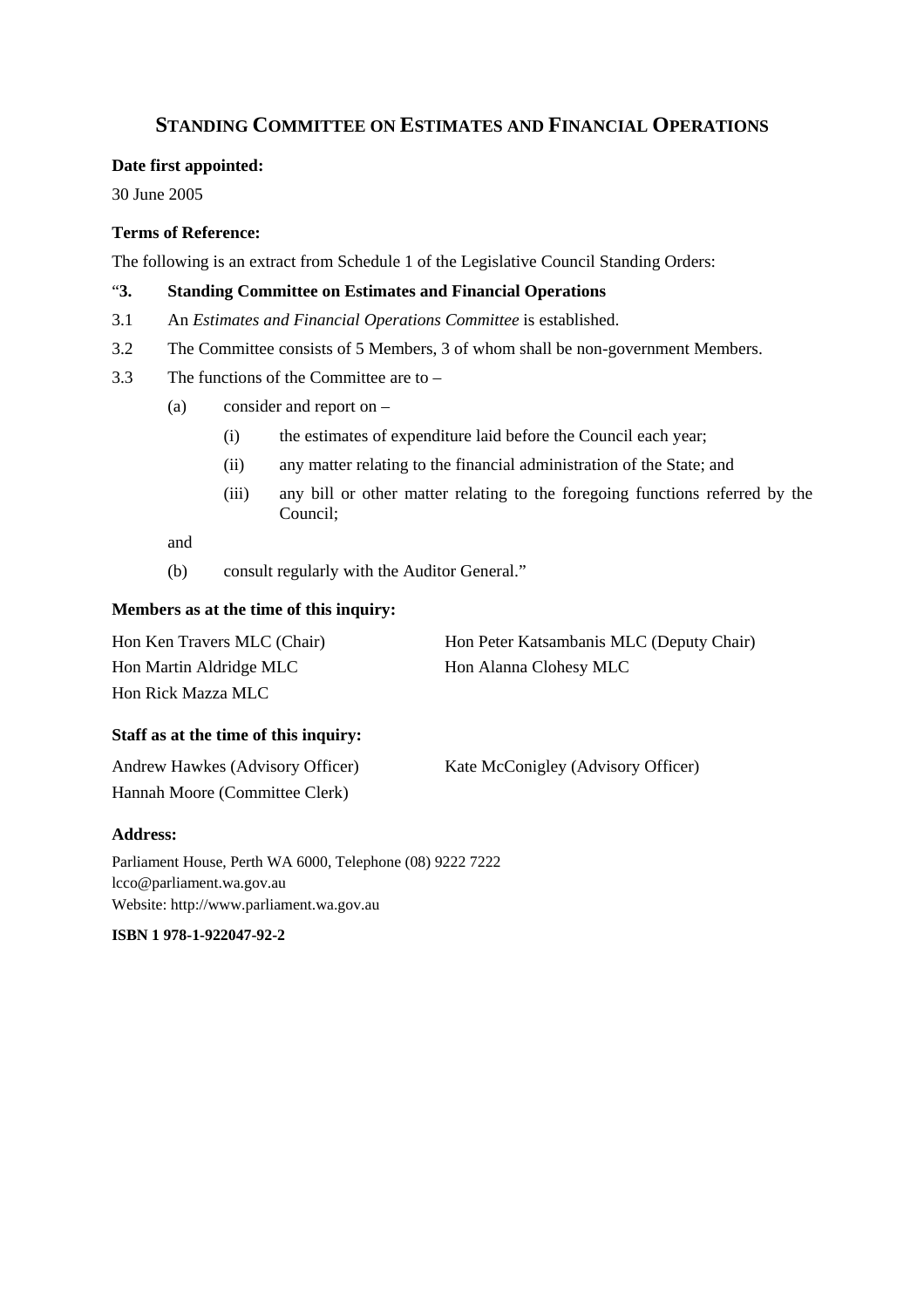# STANDING COMMITTEE ON ESTIMATES AND FINANCIAL OPERATIONS

**Date first appointed:**

30 June 2005

**Terms of Reference:**

The following is an extract from Schedule 1 of the Legislative Council Standing Orders:

"**3. Standing Committee on Estimates and Financial Operations**

3.1 An *Estimates and Financial Operations Committee* is established.

3.2 The Committee consists of 5 Members, 3 of whom shall be non-government Members.

3.3 The functions of the Committee are to –

(a) consider and report on –

(i) the estimates of expenditure laid before the Council each year;

(ii) any matter relating to the financial administration of the State; and

(iii) any bill or other matter relating to the foregoing functions referred by the Council;

and

(b) consult regularly with the Auditor General."

**Members as at the time of this inquiry:**

Hon Ken Travers MLC (Chair)
Hon Peter Katsambanis MLC (Deputy Chair)
Hon Martin Aldridge MLC
Hon Alanna Clohesy MLC
Hon Rick Mazza MLC

**Staff as at the time of this inquiry:**

Andrew Hawkes (Advisory Officer)
Kate McConigley (Advisory Officer)
Hannah Moore (Committee Clerk)

**Address:**

Parliament House, Perth WA 6000, Telephone (08) 9222 7222
lcco@parliament.wa.gov.au
Website: http://www.parliament.wa.gov.au

**ISBN 1 978-1-922047-92-2**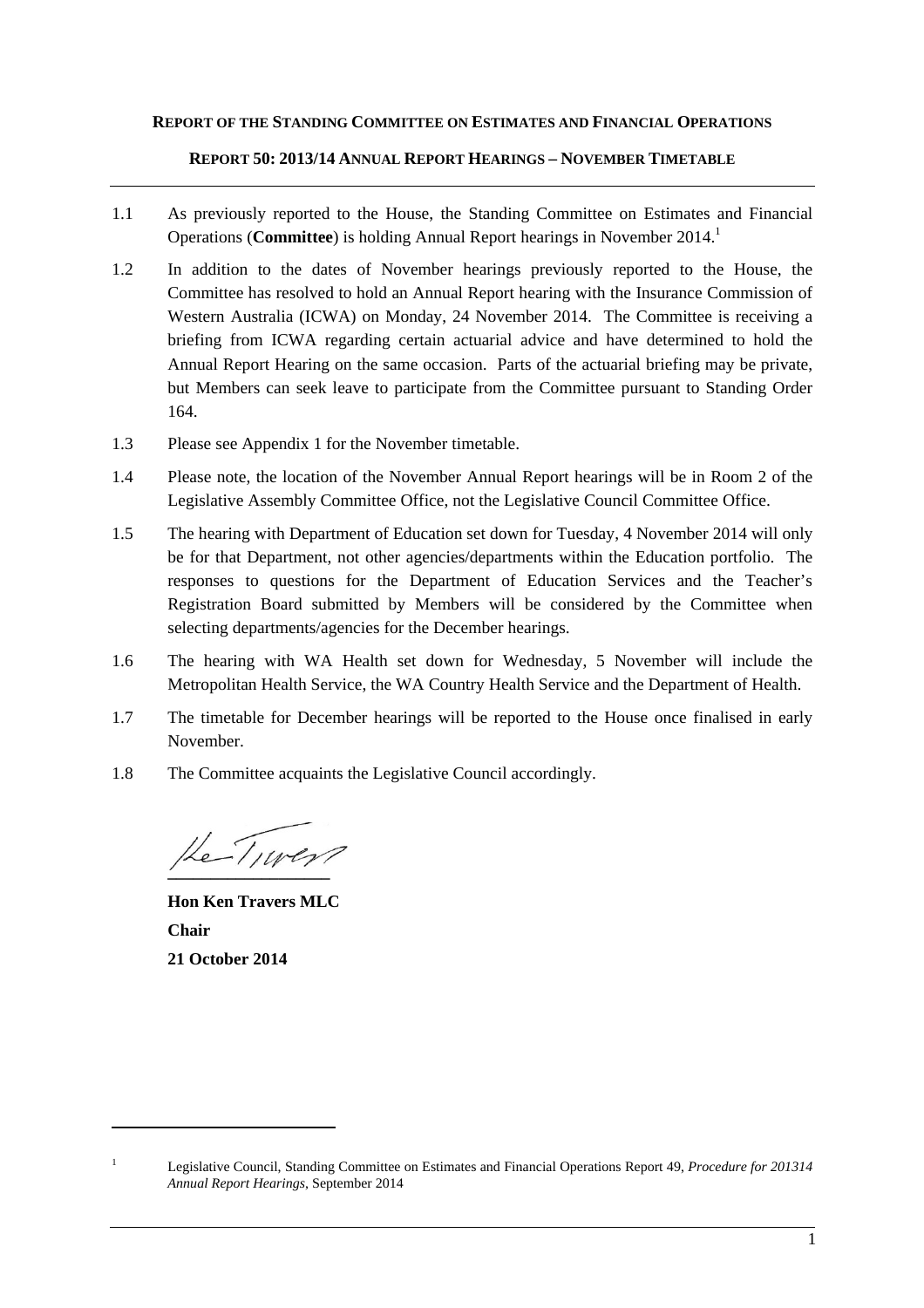**REPORT OF THE STANDING COMMITTEE ON ESTIMATES AND FINANCIAL OPERATIONS**

**REPORT 50: 2013/14 ANNUAL REPORT HEARINGS – NOVEMBER TIMETABLE**

---

1.1 As previously reported to the House, the Standing Committee on Estimates and Financial Operations (**Committee**) is holding Annual Report hearings in November 2014.[1]

1.2 In addition to the dates of November hearings previously reported to the House, the Committee has resolved to hold an Annual Report hearing with the Insurance Commission of Western Australia (ICWA) on Monday, 24 November 2014. The Committee is receiving a briefing from ICWA regarding certain actuarial advice and have determined to hold the Annual Report Hearing on the same occasion. Parts of the actuarial briefing may be private, but Members can seek leave to participate from the Committee pursuant to Standing Order 164.

1.3 Please see Appendix 1 for the November timetable.

1.4 Please note, the location of the November Annual Report hearings will be in Room 2 of the Legislative Assembly Committee Office, not the Legislative Council Committee Office.

1.5 The hearing with Department of Education set down for Tuesday, 4 November 2014 will only be for that Department, not other agencies/departments within the Education portfolio. The responses to questions for the Department of Education Services and the Teacher's Registration Board submitted by Members will be considered by the Committee when selecting departments/agencies for the December hearings.

1.6 The hearing with WA Health set down for Wednesday, 5 November will include the Metropolitan Health Service, the WA Country Health Service and the Department of Health.

1.7 The timetable for December hearings will be reported to the House once finalised in early November.

1.8 The Committee acquaints the Legislative Council accordingly.

**Hon Ken Travers MLC**
**Chair**
**21 October 2014**

---

[1] Legislative Council, Standing Committee on Estimates and Financial Operations Report 49, *Procedure for 201314 Annual Report Hearings*, September 2014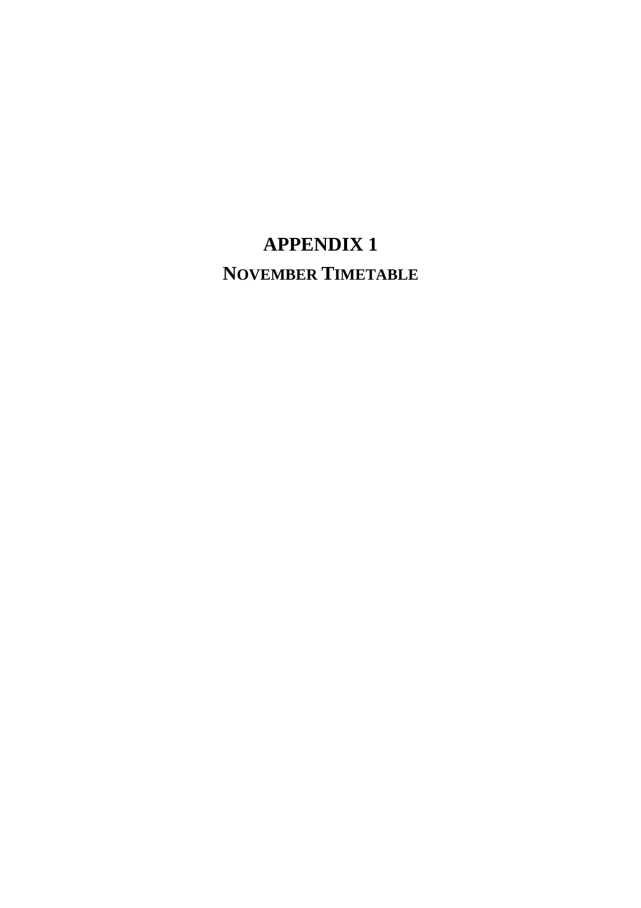# APPENDIX 1

## NOVEMBER TIMETABLE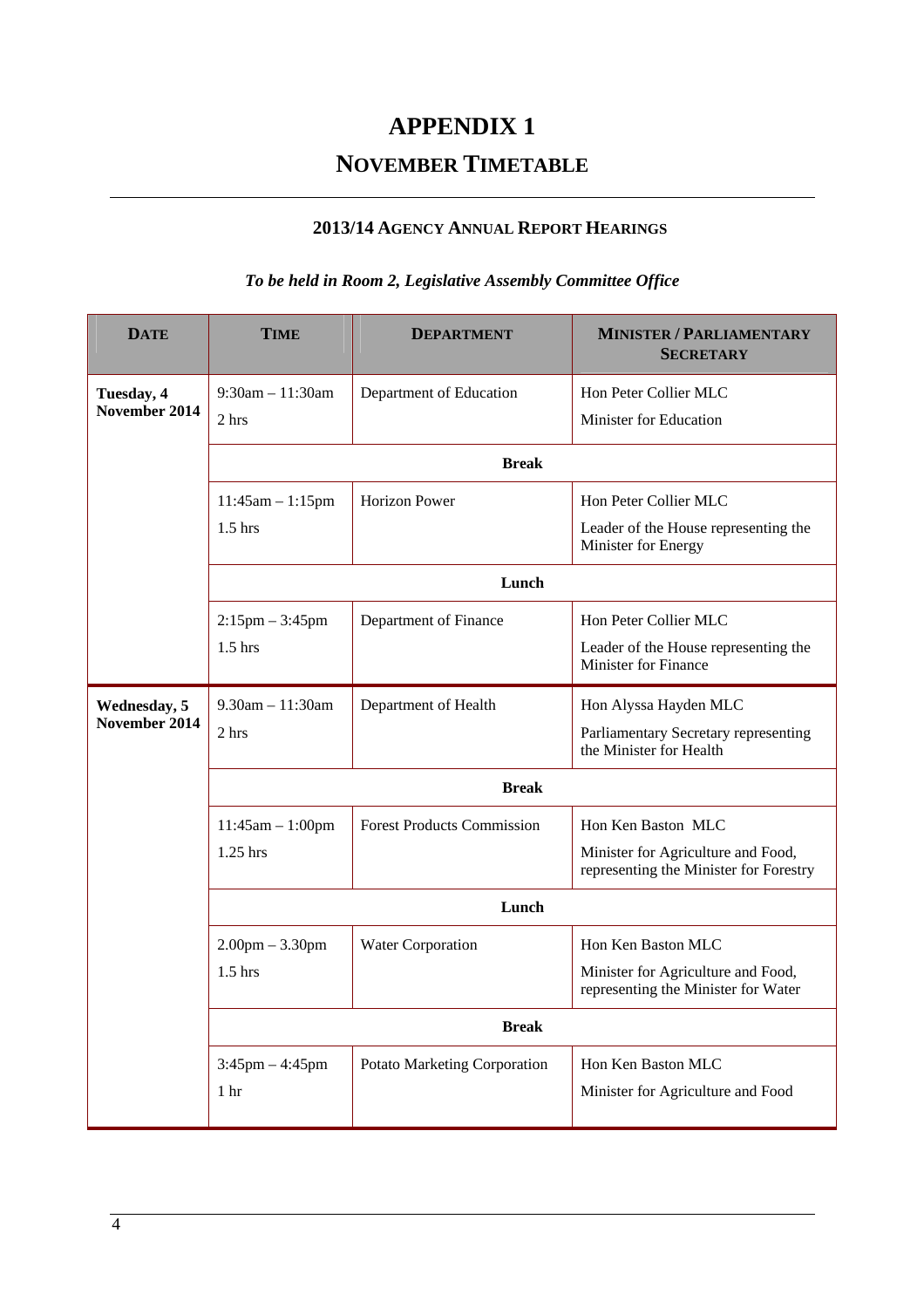# APPENDIX 1

## NOVEMBER TIMETABLE

### 2013/14 AGENCY ANNUAL REPORT HEARINGS

*To be held in Room 2, Legislative Assembly Committee Office*

| DATE | TIME | DEPARTMENT | MINISTER / PARLIAMENTARY SECRETARY |
|---|---|---|---|
| **Tuesday, 4 November 2014** | 9:30am – 11:30am<br>2 hrs | Department of Education | Hon Peter Collier MLC<br>Minister for Education |
| | **Break** | | |
| | 11:45am – 1:15pm<br>1.5 hrs | Horizon Power | Hon Peter Collier MLC<br>Leader of the House representing the Minister for Energy |
| | **Lunch** | | |
| | 2:15pm – 3:45pm<br>1.5 hrs | Department of Finance | Hon Peter Collier MLC<br>Leader of the House representing the Minister for Finance |
| **Wednesday, 5 November 2014** | 9.30am – 11:30am<br>2 hrs | Department of Health | Hon Alyssa Hayden MLC<br>Parliamentary Secretary representing the Minister for Health |
| | **Break** | | |
| | 11:45am – 1:00pm<br>1.25 hrs | Forest Products Commission | Hon Ken Baston MLC<br>Minister for Agriculture and Food, representing the Minister for Forestry |
| | **Lunch** | | |
| | 2.00pm – 3.30pm<br>1.5 hrs | Water Corporation | Hon Ken Baston MLC<br>Minister for Agriculture and Food, representing the Minister for Water |
| | **Break** | | |
| | 3:45pm – 4:45pm<br>1 hr | Potato Marketing Corporation | Hon Ken Baston MLC<br>Minister for Agriculture and Food |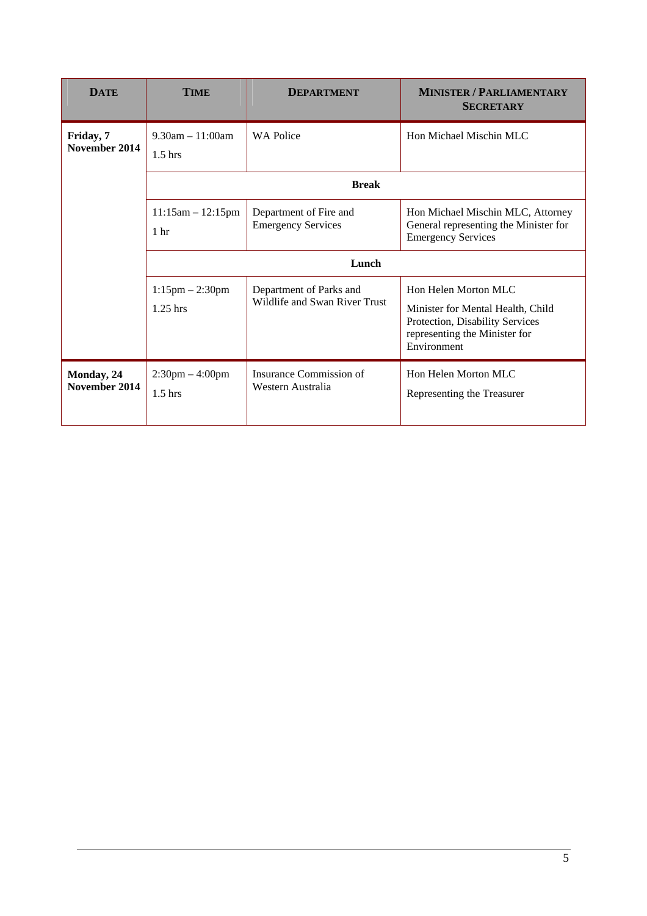| DATE | TIME | DEPARTMENT | MINISTER / PARLIAMENTARY SECRETARY |
|---|---|---|---|
| **Friday, 7 November 2014** | 9.30am – 11:00am<br>1.5 hrs | WA Police | Hon Michael Mischin MLC |
| | **Break** | | |
| | 11:15am – 12:15pm<br>1 hr | Department of Fire and Emergency Services | Hon Michael Mischin MLC, Attorney General representing the Minister for Emergency Services |
| | **Lunch** | | |
| | 1:15pm – 2:30pm<br>1.25 hrs | Department of Parks and Wildlife and Swan River Trust | Hon Helen Morton MLC<br>Minister for Mental Health, Child Protection, Disability Services representing the Minister for Environment |
| **Monday, 24 November 2014** | 2:30pm – 4:00pm<br>1.5 hrs | Insurance Commission of Western Australia | Hon Helen Morton MLC<br>Representing the Treasurer |